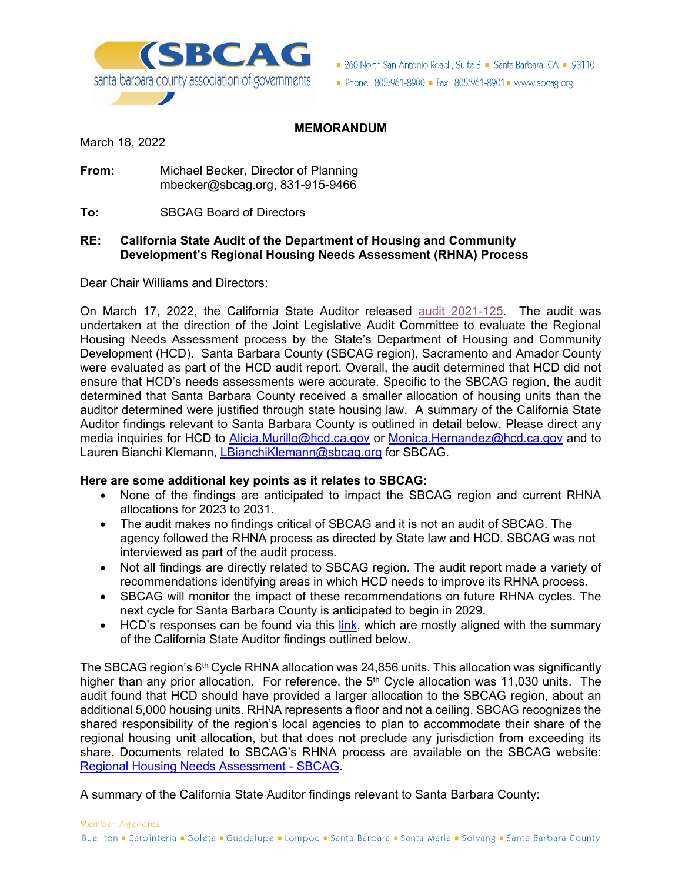**SBCAG** santa barbara county association of governments

260 North San Antonio Road., Suite B ▪ Santa Barbara, CA ▪ 93110
Phone: 805/961-8900 ▪ Fax: 805/961-8901 ▪ www.sbcag.org

**MEMORANDUM**

March 18, 2022

**From:** Michael Becker, Director of Planning
mbecker@sbcag.org, 831-915-9466

**To:** SBCAG Board of Directors

**RE: California State Audit of the Department of Housing and Community Development's Regional Housing Needs Assessment (RHNA) Process**

Dear Chair Williams and Directors:

On March 17, 2022, the California State Auditor released [audit 2021-125](). The audit was undertaken at the direction of the Joint Legislative Audit Committee to evaluate the Regional Housing Needs Assessment process by the State's Department of Housing and Community Development (HCD). Santa Barbara County (SBCAG region), Sacramento and Amador County were evaluated as part of the HCD audit report. Overall, the audit determined that HCD did not ensure that HCD's needs assessments were accurate. Specific to the SBCAG region, the audit determined that Santa Barbara County received a smaller allocation of housing units than the auditor determined were justified through state housing law. A summary of the California State Auditor findings relevant to Santa Barbara County is outlined in detail below. Please direct any media inquiries for HCD to Alicia.Murillo@hcd.ca.gov or Monica.Hernandez@hcd.ca.gov and to Lauren Bianchi Klemann, LBianchiKlemann@sbcag.org for SBCAG.

**Here are some additional key points as it relates to SBCAG:**

- None of the findings are anticipated to impact the SBCAG region and current RHNA allocations for 2023 to 2031.
- The audit makes no findings critical of SBCAG and it is not an audit of SBCAG. The agency followed the RHNA process as directed by State law and HCD. SBCAG was not interviewed as part of the audit process.
- Not all findings are directly related to SBCAG region. The audit report made a variety of recommendations identifying areas in which HCD needs to improve its RHNA process.
- SBCAG will monitor the impact of these recommendations on future RHNA cycles. The next cycle for Santa Barbara County is anticipated to begin in 2029.
- HCD's responses can be found via this [link](), which are mostly aligned with the summary of the California State Auditor findings outlined below.

The SBCAG region's 6th Cycle RHNA allocation was 24,856 units. This allocation was significantly higher than any prior allocation. For reference, the 5th Cycle allocation was 11,030 units. The audit found that HCD should have provided a larger allocation to the SBCAG region, about an additional 5,000 housing units. RHNA represents a floor and not a ceiling. SBCAG recognizes the shared responsibility of the region's local agencies to plan to accommodate their share of the regional housing unit allocation, but that does not preclude any jurisdiction from exceeding its share. Documents related to SBCAG's RHNA process are available on the SBCAG website: [Regional Housing Needs Assessment - SBCAG]().

A summary of the California State Auditor findings relevant to Santa Barbara County:

Member Agencies
Buellton ▪ Carpinteria ▪ Goleta ▪ Guadalupe ▪ Lompoc ▪ Santa Barbara ▪ Santa Maria ▪ Solvang ▪ Santa Barbara County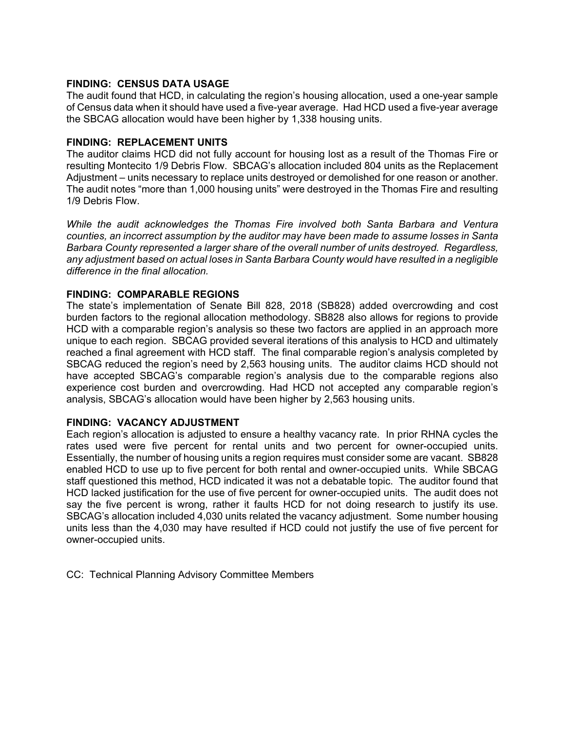**FINDING: CENSUS DATA USAGE**

The audit found that HCD, in calculating the region's housing allocation, used a one-year sample of Census data when it should have used a five-year average. Had HCD used a five-year average the SBCAG allocation would have been higher by 1,338 housing units.

**FINDING: REPLACEMENT UNITS**

The auditor claims HCD did not fully account for housing lost as a result of the Thomas Fire or resulting Montecito 1/9 Debris Flow. SBCAG's allocation included 804 units as the Replacement Adjustment – units necessary to replace units destroyed or demolished for one reason or another. The audit notes "more than 1,000 housing units" were destroyed in the Thomas Fire and resulting 1/9 Debris Flow.

*While the audit acknowledges the Thomas Fire involved both Santa Barbara and Ventura counties, an incorrect assumption by the auditor may have been made to assume losses in Santa Barbara County represented a larger share of the overall number of units destroyed. Regardless, any adjustment based on actual loses in Santa Barbara County would have resulted in a negligible difference in the final allocation.*

**FINDING: COMPARABLE REGIONS**

The state's implementation of Senate Bill 828, 2018 (SB828) added overcrowding and cost burden factors to the regional allocation methodology. SB828 also allows for regions to provide HCD with a comparable region's analysis so these two factors are applied in an approach more unique to each region. SBCAG provided several iterations of this analysis to HCD and ultimately reached a final agreement with HCD staff. The final comparable region's analysis completed by SBCAG reduced the region's need by 2,563 housing units. The auditor claims HCD should not have accepted SBCAG's comparable region's analysis due to the comparable regions also experience cost burden and overcrowding. Had HCD not accepted any comparable region's analysis, SBCAG's allocation would have been higher by 2,563 housing units.

**FINDING: VACANCY ADJUSTMENT**

Each region's allocation is adjusted to ensure a healthy vacancy rate. In prior RHNA cycles the rates used were five percent for rental units and two percent for owner-occupied units. Essentially, the number of housing units a region requires must consider some are vacant. SB828 enabled HCD to use up to five percent for both rental and owner-occupied units. While SBCAG staff questioned this method, HCD indicated it was not a debatable topic. The auditor found that HCD lacked justification for the use of five percent for owner-occupied units. The audit does not say the five percent is wrong, rather it faults HCD for not doing research to justify its use. SBCAG's allocation included 4,030 units related the vacancy adjustment. Some number housing units less than the 4,030 may have resulted if HCD could not justify the use of five percent for owner-occupied units.

CC: Technical Planning Advisory Committee Members